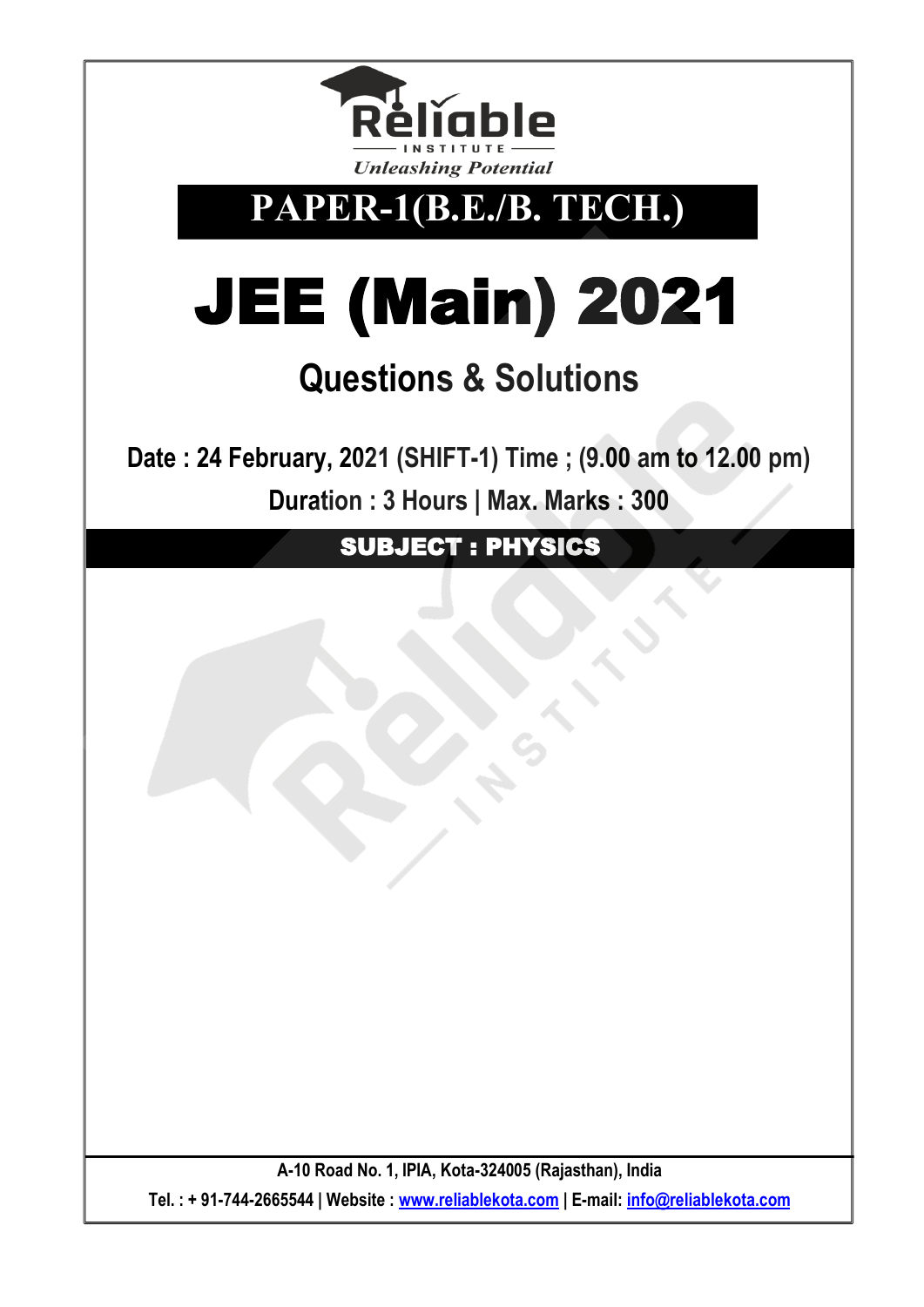**Reliable**
INSTITUTE
*Unleashing Potential*

# PAPER-1(B.E./B. TECH.)

# JEE (Main) 2021

## Questions & Solutions

**Date : 24 February, 2021 (SHIFT-1) Time ; (9.00 am to 12.00 pm)**

**Duration : 3 Hours | Max. Marks : 300**

## SUBJECT : PHYSICS

A-10 Road No. 1, IPIA, Kota-324005 (Rajasthan), India

Tel. : + 91-744-2665544 | Website : www.reliablekota.com | E-mail: info@reliablekota.com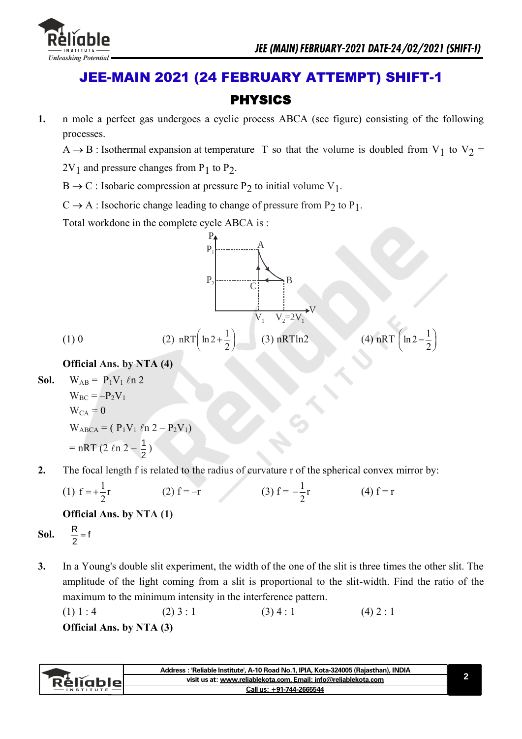# JEE-MAIN 2021 (24 FEBRUARY ATTEMPT) SHIFT-1

## PHYSICS

**1.** n mole a perfect gas undergoes a cyclic process ABCA (see figure) consisting of the following processes.

$A \rightarrow B$ : Isothermal expansion at temperature T so that the volume is doubled from $V_1$ to $V_2 = 2V_1$ and pressure changes from $P_1$ to $P_2$.

$B \rightarrow C$ : Isobaric compression at pressure $P_2$ to initial volume $V_1$.

$C \rightarrow A$ : Isochoric change leading to change of pressure from $P_2$ to $P_1$.

Total workdone in the complete cycle ABCA is :

(1) 0 (2) $nRT\left(\ln 2 + \frac{1}{2}\right)$ (3) nRTln2 (4) $nRT\left(\ln 2 - \frac{1}{2}\right)$

**Official Ans. by NTA (4)**

**Sol.** $W_{AB} = P_1V_1 \ell n\, 2$

$W_{BC} = -P_2V_1$

$W_{CA} = 0$

$W_{ABCA} = (P_1V_1 \ell n\, 2 - P_2V_1)$

$= nRT\,(2\ \ell n\, 2 - \frac{1}{2})$

**2.** The focal length f is related to the radius of curvature r of the spherical convex mirror by:

(1) $f = +\frac{1}{2}r$ (2) $f = -r$ (3) $f = -\frac{1}{2}r$ (4) $f = r$

**Official Ans. by NTA (1)**

**Sol.** $\frac{R}{2} = f$

**3.** In a Young's double slit experiment, the width of the one of the slit is three times the other slit. The amplitude of the light coming from a slit is proportional to the slit-width. Find the ratio of the maximum to the minimum intensity in the interference pattern.

(1) 1 : 4 (2) 3 : 1 (3) 4 : 1 (4) 2 : 1

**Official Ans. by NTA (3)**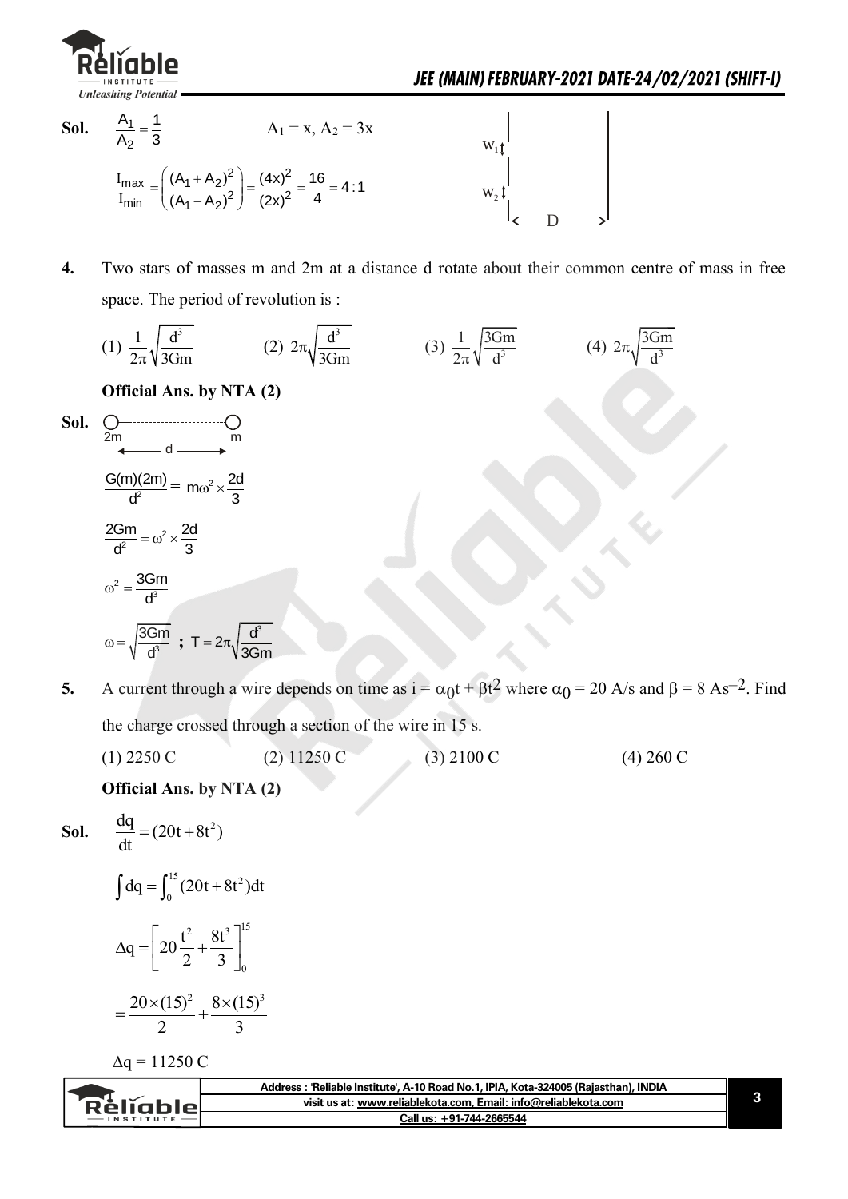**Sol.** $\frac{A_1}{A_2} = \frac{1}{3}$ $A_1 = x, A_2 = 3x$

$$\frac{I_{max}}{I_{min}} = \left(\frac{(A_1 + A_2)^2}{(A_1 - A_2)^2}\right) = \frac{(4x)^2}{(2x)^2} = \frac{16}{4} = 4:1$$

$W_1$, $W_2$, D

**4.** Two stars of masses m and 2m at a distance d rotate about their common centre of mass in free space. The period of revolution is :

(1) $\frac{1}{2\pi}\sqrt{\frac{d^3}{3Gm}}$ (2) $2\pi\sqrt{\frac{d^3}{3Gm}}$ (3) $\frac{1}{2\pi}\sqrt{\frac{3Gm}{d^3}}$ (4) $2\pi\sqrt{\frac{3Gm}{d^3}}$

**Official Ans. by NTA (2)**

**Sol.** 2m ———— d ———— m

$$\frac{G(m)(2m)}{d^2} = m\omega^2 \times \frac{2d}{3}$$

$$\frac{2Gm}{d^2} = \omega^2 \times \frac{2d}{3}$$

$$\omega^2 = \frac{3Gm}{d^3}$$

$$\omega = \sqrt{\frac{3Gm}{d^3}} \; ; \; T = 2\pi\sqrt{\frac{d^3}{3Gm}}$$

**5.** A current through a wire depends on time as $i = \alpha_0 t + \beta t^2$ where $\alpha_0 = 20$ A/s and $\beta = 8$ As$^{-2}$. Find the charge crossed through a section of the wire in 15 s.

(1) 2250 C (2) 11250 C (3) 2100 C (4) 260 C

**Official Ans. by NTA (2)**

**Sol.** $\frac{dq}{dt} = (20t + 8t^2)$

$$\int dq = \int_0^{15} (20t + 8t^2)dt$$

$$\Delta q = \left[20\frac{t^2}{2} + \frac{8t^3}{3}\right]_0^{15}$$

$$= \frac{20 \times (15)^2}{2} + \frac{8 \times (15)^3}{3}$$

$\Delta q = 11250$ C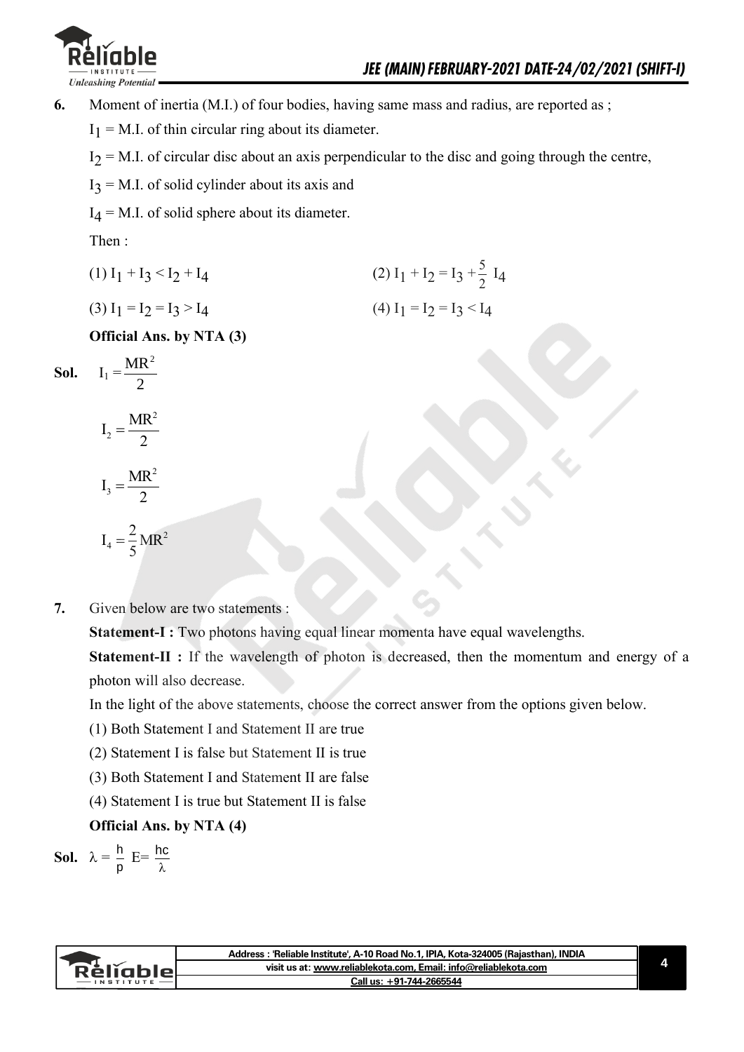**6.** Moment of inertia (M.I.) of four bodies, having same mass and radius, are reported as ;

$I_1$ = M.I. of thin circular ring about its diameter.

$I_2$ = M.I. of circular disc about an axis perpendicular to the disc and going through the centre,

$I_3$ = M.I. of solid cylinder about its axis and

$I_4$ = M.I. of solid sphere about its diameter.

Then :

(1) $I_1 + I_3 < I_2 + I_4$

(2) $I_1 + I_2 = I_3 + \frac{5}{2} I_4$

(3) $I_1 = I_2 = I_3 > I_4$

(4) $I_1 = I_2 = I_3 < I_4$

**Official Ans. by NTA (3)**

**Sol.** $I_1 = \frac{MR^2}{2}$

$I_2 = \frac{MR^2}{2}$

$I_3 = \frac{MR^2}{2}$

$I_4 = \frac{2}{5}MR^2$

**7.** Given below are two statements :

**Statement-I :** Two photons having equal linear momenta have equal wavelengths.

**Statement-II :** If the wavelength of photon is decreased, then the momentum and energy of a photon will also decrease.

In the light of the above statements, choose the correct answer from the options given below.

(1) Both Statement I and Statement II are true

(2) Statement I is false but Statement II is true

(3) Both Statement I and Statement II are false

(4) Statement I is true but Statement II is false

**Official Ans. by NTA (4)**

**Sol.** $\lambda = \frac{h}{p}$ $E = \frac{hc}{\lambda}$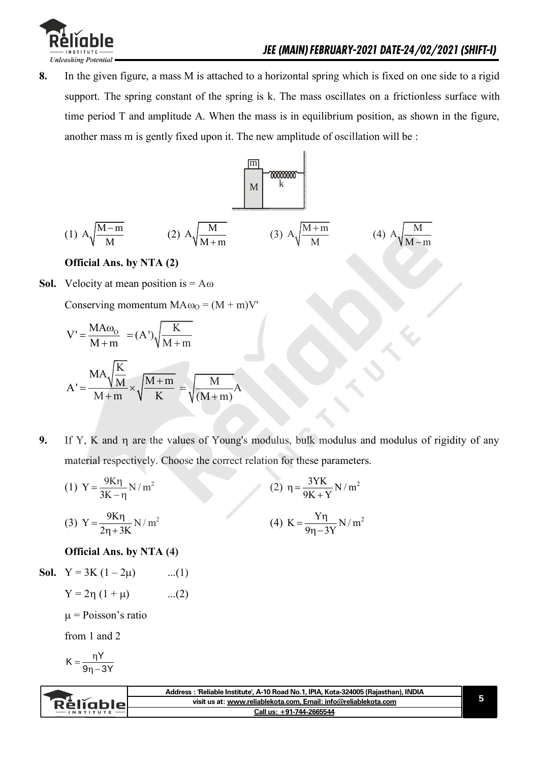**8.** In the given figure, a mass M is attached to a horizontal spring which is fixed on one side to a rigid support. The spring constant of the spring is k. The mass oscillates on a frictionless surface with time period T and amplitude A. When the mass is in equilibrium position, as shown in the figure, another mass m is gently fixed upon it. The new amplitude of oscillation will be :

(1) $A\sqrt{\frac{M-m}{M}}$ (2) $A\sqrt{\frac{M}{M+m}}$ (3) $A\sqrt{\frac{M+m}{M}}$ (4) $A\sqrt{\frac{M}{M-m}}$

**Official Ans. by NTA (2)**

**Sol.** Velocity at mean position is = $A\omega$

Conserving momentum $MA\omega_O = (M + m)V'$

$$V' = \frac{MA\omega_O}{M+m} = (A')\sqrt{\frac{K}{M+m}}$$

$$A' = \frac{MA\sqrt{\frac{K}{M}}}{M+m} \times \sqrt{\frac{M+m}{K}} = \sqrt{\frac{M}{(M+m)}}A$$

**9.** If Y, K and $\eta$ are the values of Young's modulus, bulk modulus and modulus of rigidity of any material respectively. Choose the correct relation for these parameters.

(1) $Y = \frac{9K\eta}{3K-\eta} N/m^2$ (2) $\eta = \frac{3YK}{9K+Y} N/m^2$

(3) $Y = \frac{9K\eta}{2\eta+3K} N/m^2$ (4) $K = \frac{Y\eta}{9\eta-3Y} N/m^2$

**Official Ans. by NTA (4)**

**Sol.** $Y = 3K(1 - 2\mu)$ ...(1)

$Y = 2\eta(1 + \mu)$ ...(2)

$\mu$ = Poisson's ratio

from 1 and 2

$$K = \frac{\eta Y}{9\eta - 3Y}$$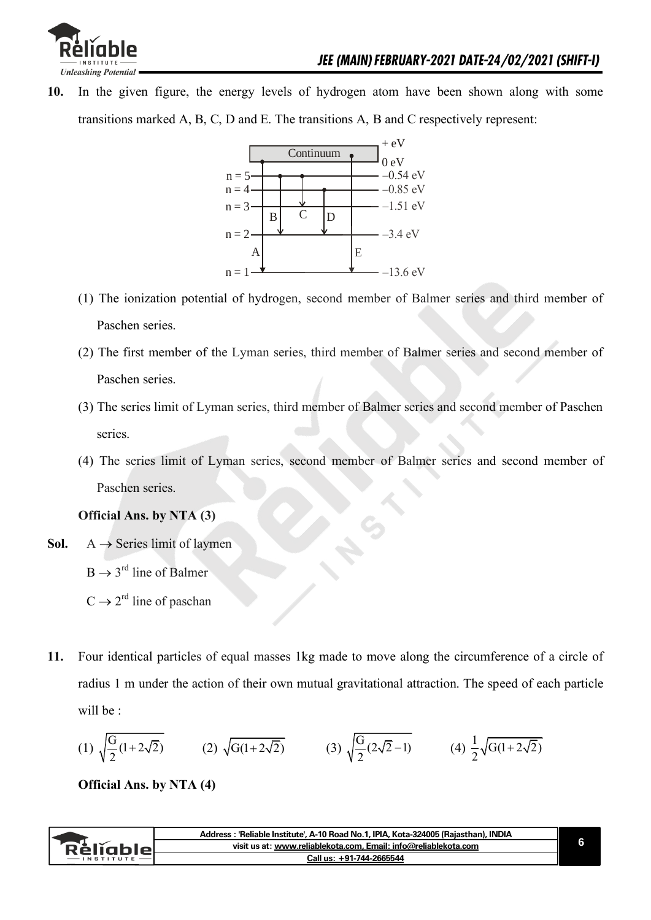**10.** In the given figure, the energy levels of hydrogen atom have been shown along with some transitions marked A, B, C, D and E. The transitions A, B and C respectively represent:

(1) The ionization potential of hydrogen, second member of Balmer series and third member of Paschen series.

(2) The first member of the Lyman series, third member of Balmer series and second member of Paschen series.

(3) The series limit of Lyman series, third member of Balmer series and second member of Paschen series.

(4) The series limit of Lyman series, second member of Balmer series and second member of Paschen series.

**Official Ans. by NTA (3)**

**Sol.** $A \rightarrow$ Series limit of laymen

$B \rightarrow 3^{rd}$ line of Balmer

$C \rightarrow 2^{rd}$ line of paschan

**11.** Four identical particles of equal masses 1kg made to move along the circumference of a circle of radius 1 m under the action of their own mutual gravitational attraction. The speed of each particle will be :

(1) $\sqrt{\frac{G}{2}(1+2\sqrt{2})}$ (2) $\sqrt{G(1+2\sqrt{2})}$ (3) $\sqrt{\frac{G}{2}(2\sqrt{2}-1)}$ (4) $\frac{1}{2}\sqrt{G(1+2\sqrt{2})}$

**Official Ans. by NTA (4)**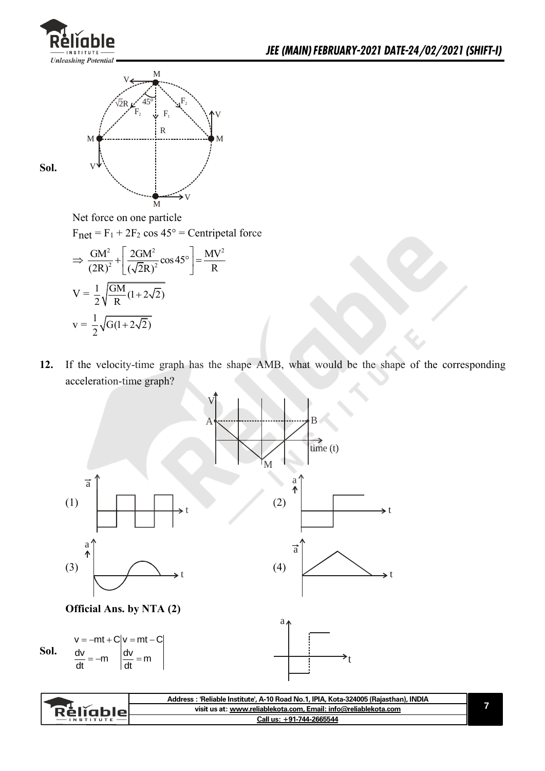**Sol.**

Net force on one particle

$F_{net} = F_1 + 2F_2 \cos 45° =$ Centripetal force

$$\Rightarrow \frac{GM^2}{(2R)^2} + \left[\frac{2GM^2}{(\sqrt{2}R)^2}\cos 45°\right] = \frac{MV^2}{R}$$

$$V = \frac{1}{2}\sqrt{\frac{GM}{R}(1+2\sqrt{2})}$$

$$v = \frac{1}{2}\sqrt{G(1+2\sqrt{2})}$$

**12.** If the velocity-time graph has the shape AMB, what would be the shape of the corresponding acceleration-time graph?

(1)

(2)

(3)

(4)

**Official Ans. by NTA (2)**

**Sol.**

$v = -mt + C$ | $v = mt - C$

$\frac{dv}{dt} = -m$ | $\frac{dv}{dt} = m$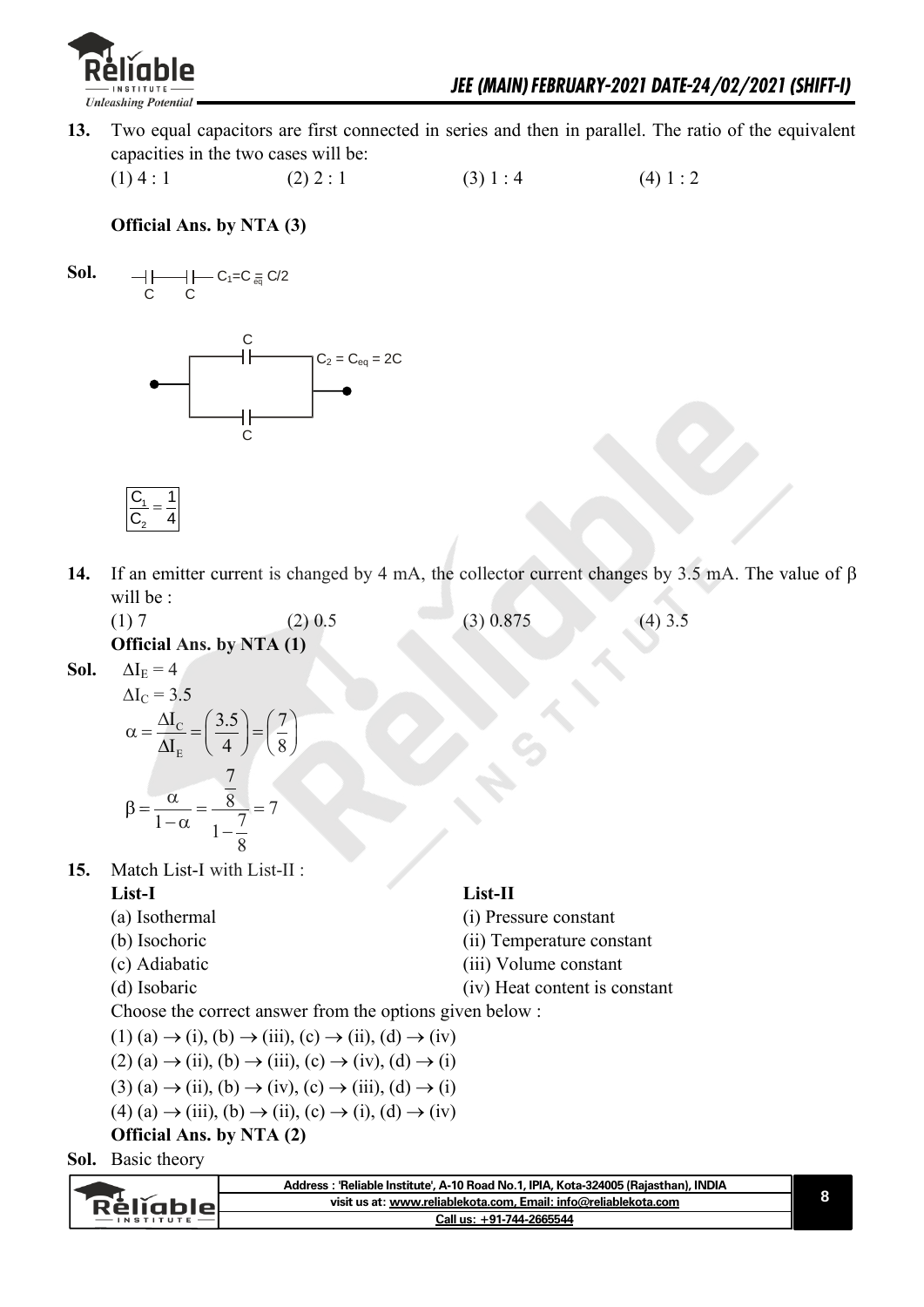**13.** Two equal capacitors are first connected in series and then in parallel. The ratio of the equivalent capacities in the two cases will be:

(1) 4 : 1 (2) 2 : 1 (3) 1 : 4 (4) 1 : 2

**Official Ans. by NTA (3)**

**Sol.** C C — $C_1 = C_{eq} = C/2$

C, C in parallel — $C_2 = C_{eq} = 2C$

$$\frac{C_1}{C_2} = \frac{1}{4}$$

**14.** If an emitter current is changed by 4 mA, the collector current changes by 3.5 mA. The value of $\beta$ will be :

(1) 7 (2) 0.5 (3) 0.875 (4) 3.5

**Official Ans. by NTA (1)**

**Sol.** $\Delta I_E = 4$

$\Delta I_C = 3.5$

$$\alpha = \frac{\Delta I_C}{\Delta I_E} = \left(\frac{3.5}{4}\right) = \left(\frac{7}{8}\right)$$

$$\beta = \frac{\alpha}{1-\alpha} = \frac{\frac{7}{8}}{1-\frac{7}{8}} = 7$$

**15.** Match List-I with List-II :

| **List-I** | **List-II** |
|---|---|
| (a) Isothermal | (i) Pressure constant |
| (b) Isochoric | (ii) Temperature constant |
| (c) Adiabatic | (iii) Volume constant |
| (d) Isobaric | (iv) Heat content is constant |

Choose the correct answer from the options given below :

(1) (a) $\rightarrow$ (i), (b) $\rightarrow$ (iii), (c) $\rightarrow$ (ii), (d) $\rightarrow$ (iv)

(2) (a) $\rightarrow$ (ii), (b) $\rightarrow$ (iii), (c) $\rightarrow$ (iv), (d) $\rightarrow$ (i)

(3) (a) $\rightarrow$ (ii), (b) $\rightarrow$ (iv), (c) $\rightarrow$ (iii), (d) $\rightarrow$ (i)

(4) (a) $\rightarrow$ (iii), (b) $\rightarrow$ (ii), (c) $\rightarrow$ (i), (d) $\rightarrow$ (iv)

**Official Ans. by NTA (2)**

**Sol.** Basic theory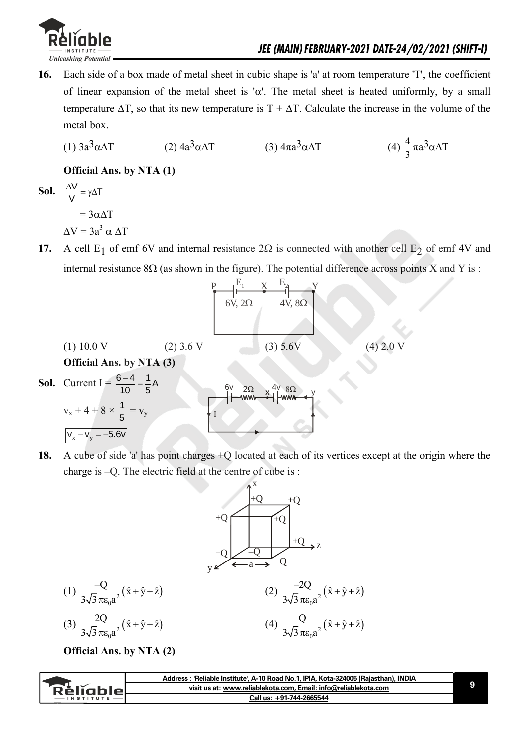**16.** Each side of a box made of metal sheet in cubic shape is 'a' at room temperature 'T', the coefficient of linear expansion of the metal sheet is 'α'. The metal sheet is heated uniformly, by a small temperature ΔT, so that its new temperature is T + ΔT. Calculate the increase in the volume of the metal box.

(1) $3a^3\alpha\Delta T$  (2) $4a^3\alpha\Delta T$  (3) $4\pi a^3\alpha\Delta T$  (4) $\frac{4}{3}\pi a^3\alpha\Delta T$

**Official Ans. by NTA (1)**

**Sol.** $\frac{\Delta V}{V} = \gamma\Delta T$

$= 3\alpha\Delta T$

$\Delta V = 3a^3\,\alpha\,\Delta T$

**17.** A cell $E_1$ of emf 6V and internal resistance 2Ω is connected with another cell $E_2$ of emf 4V and internal resistance 8Ω (as shown in the figure). The potential difference across points X and Y is :

(1) 10.0 V  (2) 3.6 V  (3) 5.6V  (4) 2.0 V

**Official Ans. by NTA (3)**

**Sol.** Current $I = \frac{6-4}{10} = \frac{1}{5}A$

$v_x + 4 + 8 \times \frac{1}{5} = v_y$

$\boxed{V_x - V_y = -5.6v}$

**18.** A cube of side 'a' has point charges +Q located at each of its vertices except at the origin where the charge is –Q. The electric field at the centre of cube is :

(1) $\frac{-Q}{3\sqrt{3}\,\pi\varepsilon_0 a^2}(\hat{x}+\hat{y}+\hat{z})$  (2) $\frac{-2Q}{3\sqrt{3}\,\pi\varepsilon_0 a^2}(\hat{x}+\hat{y}+\hat{z})$

(3) $\frac{2Q}{3\sqrt{3}\,\pi\varepsilon_0 a^2}(\hat{x}+\hat{y}+\hat{z})$  (4) $\frac{Q}{3\sqrt{3}\,\pi\varepsilon_0 a^2}(\hat{x}+\hat{y}+\hat{z})$

**Official Ans. by NTA (2)**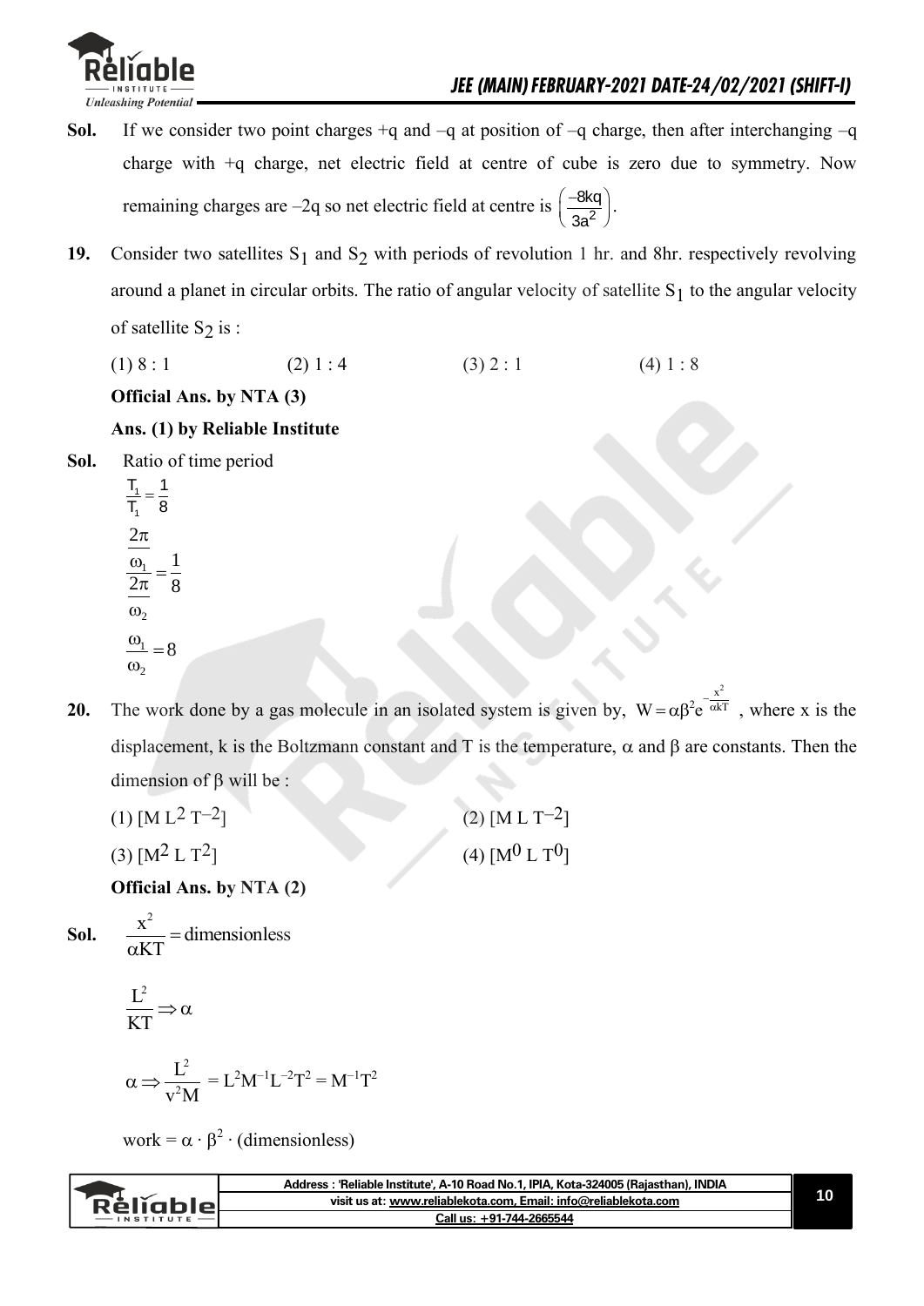**Sol.** If we consider two point charges +q and –q at position of –q charge, then after interchanging –q charge with +q charge, net electric field at centre of cube is zero due to symmetry. Now remaining charges are –2q so net electric field at centre is $\left(\frac{-8kq}{3a^2}\right)$.

**19.** Consider two satellites $S_1$ and $S_2$ with periods of revolution 1 hr. and 8hr. respectively revolving around a planet in circular orbits. The ratio of angular velocity of satellite $S_1$ to the angular velocity of satellite $S_2$ is :

(1) 8 : 1 (2) 1 : 4 (3) 2 : 1 (4) 1 : 8

**Official Ans. by NTA (3)**

**Ans. (1) by Reliable Institute**

**Sol.** Ratio of time period

$$\frac{T_1}{T_1} = \frac{1}{8}$$

$$\frac{\frac{2\pi}{\omega_1}}{\frac{2\pi}{\omega_2}} = \frac{1}{8}$$

$$\frac{\omega_1}{\omega_2} = 8$$

**20.** The work done by a gas molecule in an isolated system is given by, $W = \alpha\beta^2 e^{-\frac{x^2}{\alpha kT}}$, where x is the displacement, k is the Boltzmann constant and T is the temperature, $\alpha$ and $\beta$ are constants. Then the dimension of $\beta$ will be :

(1) $[M L^2 T^{-2}]$ (2) $[M L T^{-2}]$

(3) $[M^2 L T^2]$ (4) $[M^0 L T^0]$

**Official Ans. by NTA (2)**

**Sol.** $\frac{x^2}{\alpha KT} = \text{dimensionless}$

$$\frac{L^2}{KT} \Rightarrow \alpha$$

$$\alpha \Rightarrow \frac{L^2}{v^2 M} = L^2M^{-1}L^{-2}T^2 = M^{-1}T^2$$

work = $\alpha \cdot \beta^2 \cdot$ (dimensionless)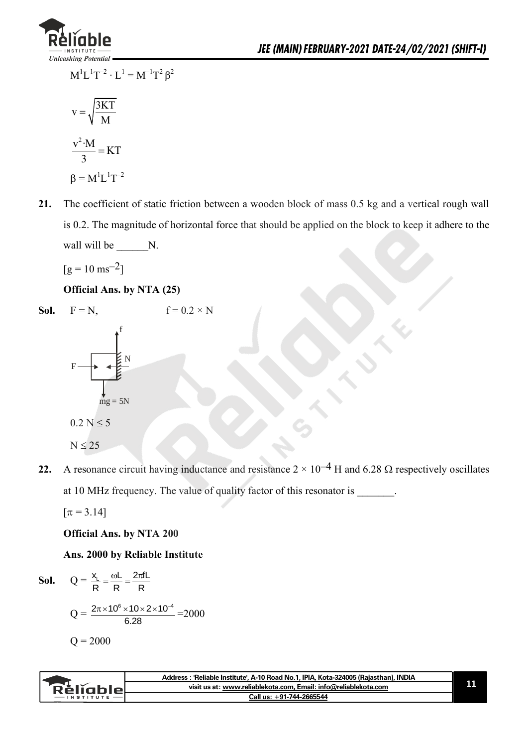$$M^1L^1T^{-2} \cdot L^1 = M^{-1}T^2\beta^2$$

$$v = \sqrt{\frac{3KT}{M}}$$

$$\frac{v^2 \cdot M}{3} = KT$$

$$\beta = M^1L^1T^{-2}$$

**21.** The coefficient of static friction between a wooden block of mass 0.5 kg and a vertical rough wall is 0.2. The magnitude of horizontal force that should be applied on the block to keep it adhere to the wall will be ______N.

$[g = 10\ ms^{-2}]$

**Official Ans. by NTA (25)**

**Sol.** $F = N$, $\quad f = 0.2 \times N$

$mg = 5N$

$0.2\ N \leq 5$

$N \leq 25$

**22.** A resonance circuit having inductance and resistance $2 \times 10^{-4}$ H and 6.28 Ω respectively oscillates at 10 MHz frequency. The value of quality factor of this resonator is _______.

$[\pi = 3.14]$

**Official Ans. by NTA 200**

**Ans. 2000 by Reliable Institute**

**Sol.** $Q = \frac{X_L}{R} = \frac{\omega L}{R} = \frac{2\pi f L}{R}$

$$Q = \frac{2\pi \times 10^6 \times 10 \times 2 \times 10^{-4}}{6.28} = 2000$$

$Q = 2000$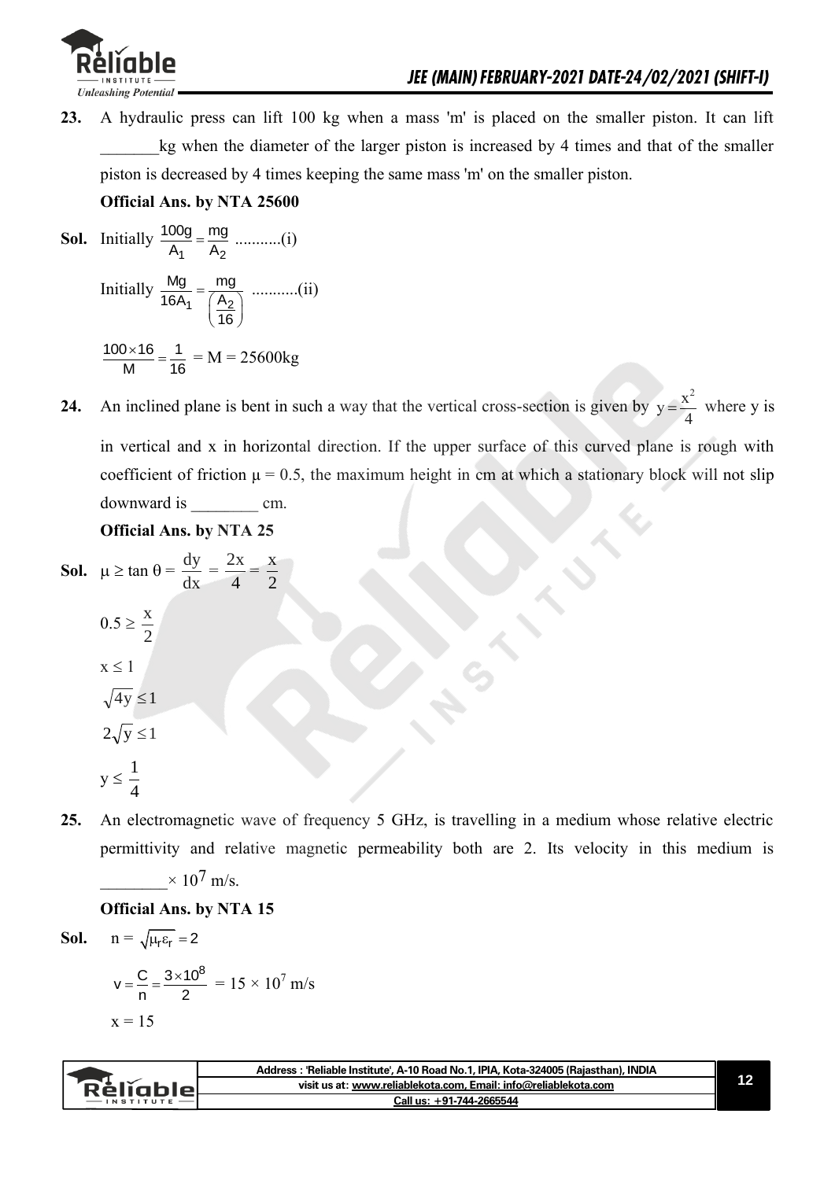**23.** A hydraulic press can lift 100 kg when a mass 'm' is placed on the smaller piston. It can lift _______kg when the diameter of the larger piston is increased by 4 times and that of the smaller piston is decreased by 4 times keeping the same mass 'm' on the smaller piston.

**Official Ans. by NTA 25600**

**Sol.** Initially $\frac{100g}{A_1} = \frac{mg}{A_2}$ ...........(i)

Initially $\frac{Mg}{16A_1} = \frac{mg}{\left(\frac{A_2}{16}\right)}$ ...........(ii)

$\frac{100 \times 16}{M} = \frac{1}{16}$ = M = 25600kg

**24.** An inclined plane is bent in such a way that the vertical cross-section is given by $y = \frac{x^2}{4}$ where y is in vertical and x in horizontal direction. If the upper surface of this curved plane is rough with coefficient of friction $\mu = 0.5$, the maximum height in cm at which a stationary block will not slip downward is ________ cm.

**Official Ans. by NTA 25**

**Sol.** $\mu \geq \tan\theta = \frac{dy}{dx} = \frac{2x}{4} = \frac{x}{2}$

$0.5 \geq \frac{x}{2}$

$x \leq 1$

$\sqrt{4y} \leq 1$

$2\sqrt{y} \leq 1$

$y \leq \frac{1}{4}$

**25.** An electromagnetic wave of frequency 5 GHz, is travelling in a medium whose relative electric permittivity and relative magnetic permeability both are 2. Its velocity in this medium is ________$\times 10^7$ m/s.

**Official Ans. by NTA 15**

**Sol.** $n = \sqrt{\mu_r \varepsilon_r} = 2$

$v = \frac{C}{n} = \frac{3 \times 10^8}{2}$ = $15 \times 10^7$ m/s

$x = 15$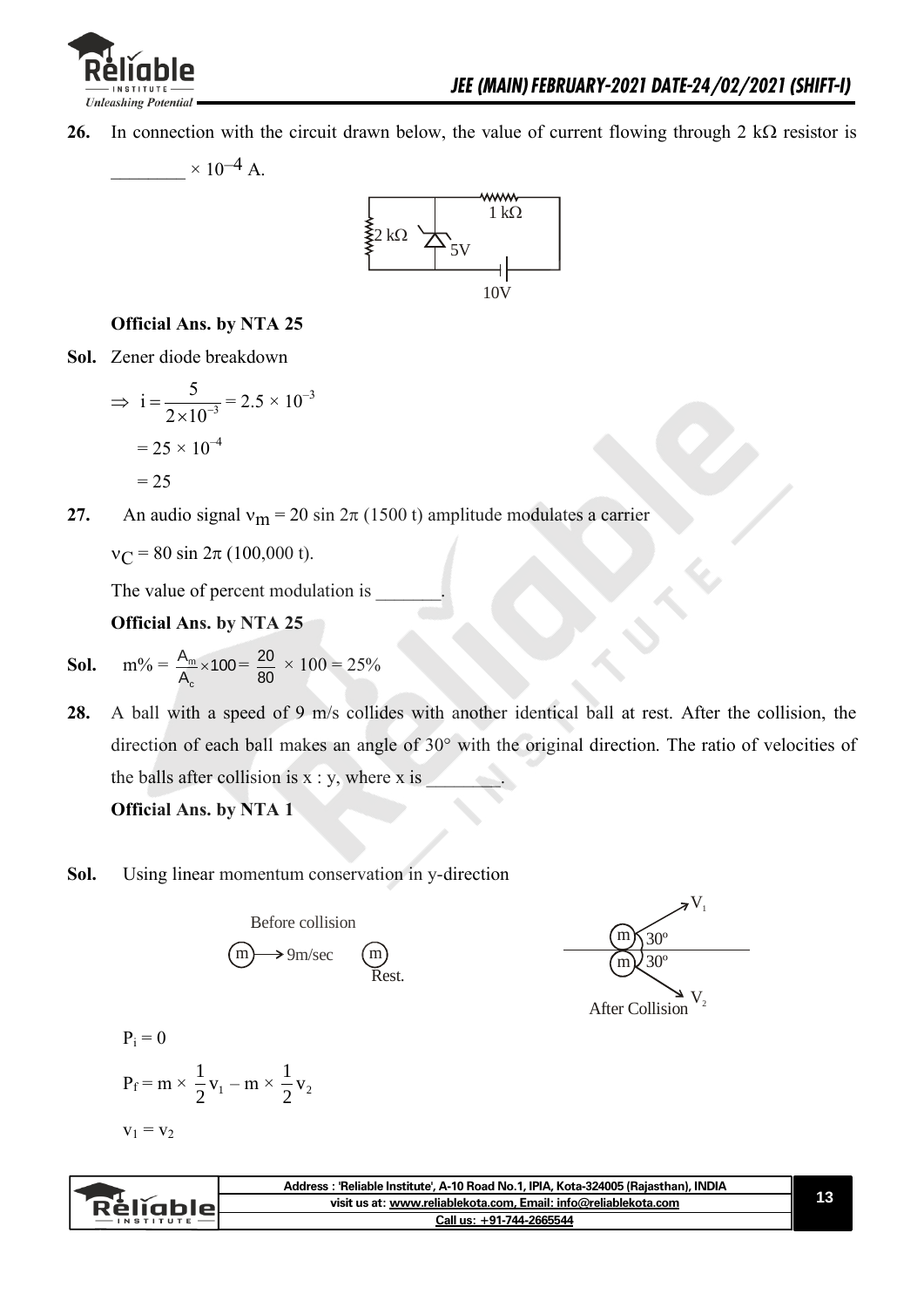**26.** In connection with the circuit drawn below, the value of current flowing through 2 kΩ resistor is ________ $\times 10^{-4}$ A.

**Official Ans. by NTA 25**

**Sol.** Zener diode breakdown

$$\Rightarrow \ i = \frac{5}{2\times10^{-3}} = 2.5 \times 10^{-3}$$

$$= 25 \times 10^{-4}$$

$$= 25$$

**27.** An audio signal $v_m = 20 \sin 2\pi (1500\ t)$ amplitude modulates a carrier

$v_C = 80 \sin 2\pi (100,000\ t)$.

The value of percent modulation is _______.

**Official Ans. by NTA 25**

**Sol.** $m\% = \frac{A_m}{A_c}\times 100 = \frac{20}{80} \times 100 = 25\%$

**28.** A ball with a speed of 9 m/s collides with another identical ball at rest. After the collision, the direction of each ball makes an angle of 30° with the original direction. The ratio of velocities of the balls after collision is x : y, where x is ________.

**Official Ans. by NTA 1**

**Sol.** Using linear momentum conservation in y-direction

Before collision

After Collision

$P_i = 0$

$$P_f = m \times \frac{1}{2}v_1 - m \times \frac{1}{2}v_2$$

$v_1 = v_2$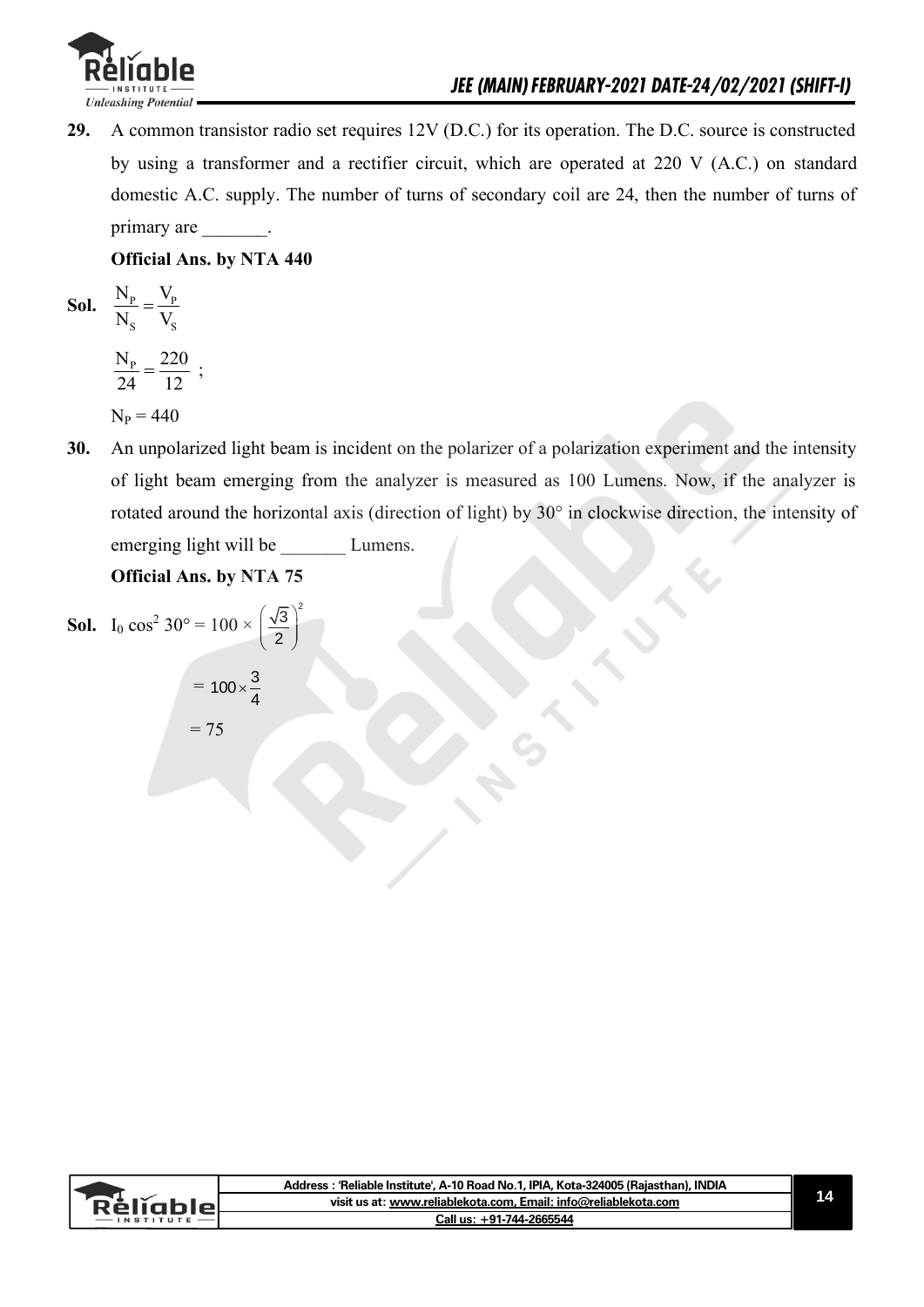**29.** A common transistor radio set requires 12V (D.C.) for its operation. The D.C. source is constructed by using a transformer and a rectifier circuit, which are operated at 220 V (A.C.) on standard domestic A.C. supply. The number of turns of secondary coil are 24, then the number of turns of primary are _______.

**Official Ans. by NTA 440**

**Sol.** $\frac{N_P}{N_S} = \frac{V_P}{V_S}$

$\frac{N_P}{24} = \frac{220}{12}$ ;

$N_P = 440$

**30.** An unpolarized light beam is incident on the polarizer of a polarization experiment and the intensity of light beam emerging from the analyzer is measured as 100 Lumens. Now, if the analyzer is rotated around the horizontal axis (direction of light) by 30° in clockwise direction, the intensity of emerging light will be _______ Lumens.

**Official Ans. by NTA 75**

**Sol.** $I_0 \cos^2 30° = 100 \times \left(\frac{\sqrt{3}}{2}\right)^2$

$= 100 \times \frac{3}{4}$

$= 75$